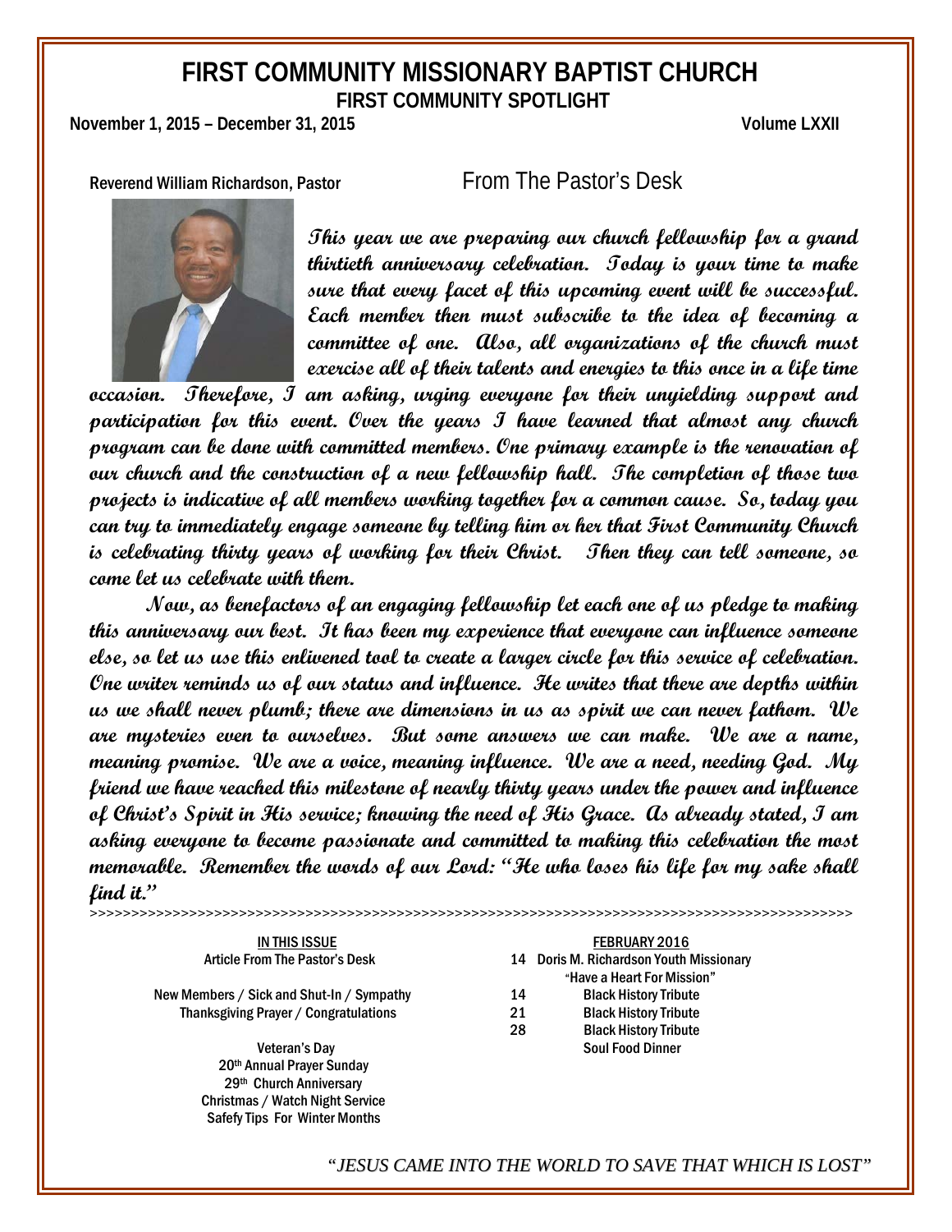# FIRST COMMUNITY MISSIONARY BAPTIST CHURCH

## FIRST COMMUNITY SPOTLIGHT

**November 1, 2015 – December 31, 2015** **Volume LXXII**

Reverend William Richardson, Pastor

## From The Pastor's Desk

***This year we are preparing our church fellowship for a grand thirtieth anniversary celebration. Today is your time to make sure that every facet of this upcoming event will be successful. Each member then must subscribe to the idea of becoming a committee of one. Also, all organizations of the church must exercise all of their talents and energies to this once in a life time occasion. Therefore, I am asking, urging everyone for their unyielding support and participation for this event. Over the years I have learned that almost any church program can be done with committed members. One primary example is the renovation of our church and the construction of a new fellowship hall. The completion of those two projects is indicative of all members working together for a common cause. So, today you can try to immediately engage someone by telling him or her that First Community Church is celebrating thirty years of working for their Christ. Then they can tell someone, so come let us celebrate with them.***

***Now, as benefactors of an engaging fellowship let each one of us pledge to making this anniversary our best. It has been my experience that everyone can influence someone else, so let us use this enlivened tool to create a larger circle for this service of celebration. One writer reminds us of our status and influence. He writes that there are depths within us we shall never plumb; there are dimensions in us as spirit we can never fathom. We are mysteries even to ourselves. But some answers we can make. We are a name, meaning promise. We are a voice, meaning influence. We are a need, needing God. My friend we have reached this milestone of nearly thirty years under the power and influence of Christ's Spirit in His service; knowing the need of His Grace. As already stated, I am asking everyone to become passionate and committed to making this celebration the most memorable. Remember the words of our Lord: "He who loses his life for my sake shall find it."***

>>>>>>>>>>>>>>>>>>>>>>>>>>>>>>>>>>>>>>>>>>>>>>>>>>>>>>>>>>>>>>>>>>>>>>>>>>>>>>>>>>>>>>

**IN THIS ISSUE**

Article From The Pastor's Desk

New Members / Sick and Shut-In / Sympathy
Thanksgiving Prayer / Congratulations

Veteran's Day
20th Annual Prayer Sunday
29th Church Anniversary
Christmas / Watch Night Service
Safefy Tips For Winter Months

**FEBRUARY 2016**

14 Doris M. Richardson Youth Missionary "Have a Heart For Mission"
14 Black History Tribute
21 Black History Tribute
28 Black History Tribute
Soul Food Dinner

*"JESUS CAME INTO THE WORLD TO SAVE THAT WHICH IS LOST"*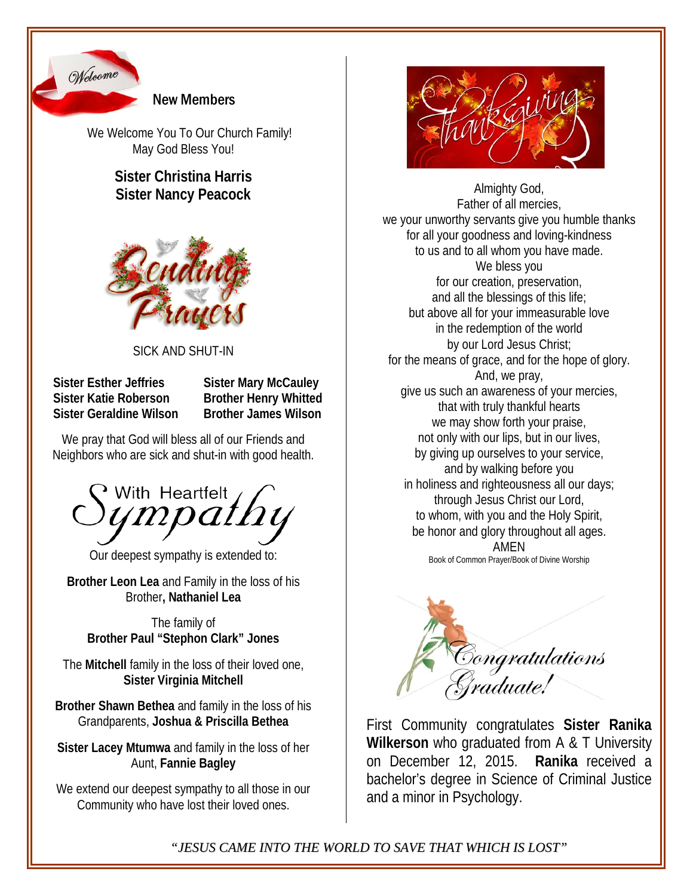## New Members

We Welcome You To Our Church Family!
May God Bless You!

**Sister Christina Harris**
**Sister Nancy Peacock**

## Sending Prayers

SICK AND SHUT-IN

| | |
|---|---|
| **Sister Esther Jeffries** | **Sister Mary McCauley** |
| **Sister Katie Roberson** | **Brother Henry Whitted** |
| **Sister Geraldine Wilson** | **Brother James Wilson** |

We pray that God will bless all of our Friends and Neighbors who are sick and shut-in with good health.

## With Heartfelt Sympathy

Our deepest sympathy is extended to:

**Brother Leon Lea** and Family in the loss of his Brother**, Nathaniel Lea**

The family of
**Brother Paul "Stephon Clark" Jones**

The **Mitchell** family in the loss of their loved one, **Sister Virginia Mitchell**

**Brother Shawn Bethea** and family in the loss of his Grandparents, **Joshua & Priscilla Bethea**

**Sister Lacey Mtumwa** and family in the loss of her Aunt, **Fannie Bagley**

We extend our deepest sympathy to all those in our Community who have lost their loved ones.

## Thanksgiving

Almighty God,
Father of all mercies,
we your unworthy servants give you humble thanks
for all your goodness and loving-kindness
to us and to all whom you have made.
We bless you
for our creation, preservation,
and all the blessings of this life;
but above all for your immeasurable love
in the redemption of the world
by our Lord Jesus Christ;
for the means of grace, and for the hope of glory.
And, we pray,
give us such an awareness of your mercies,
that with truly thankful hearts
we may show forth your praise,
not only with our lips, but in our lives,
by giving up ourselves to your service,
and by walking before you
in holiness and righteousness all our days;
through Jesus Christ our Lord,
to whom, with you and the Holy Spirit,
be honor and glory throughout all ages.
AMEN

Book of Common Prayer/Book of Divine Worship

## Congratulations Graduate!

First Community congratulates **Sister Ranika Wilkerson** who graduated from A & T University on December 12, 2015. **Ranika** received a bachelor's degree in Science of Criminal Justice and a minor in Psychology.

*"JESUS CAME INTO THE WORLD TO SAVE THAT WHICH IS LOST"*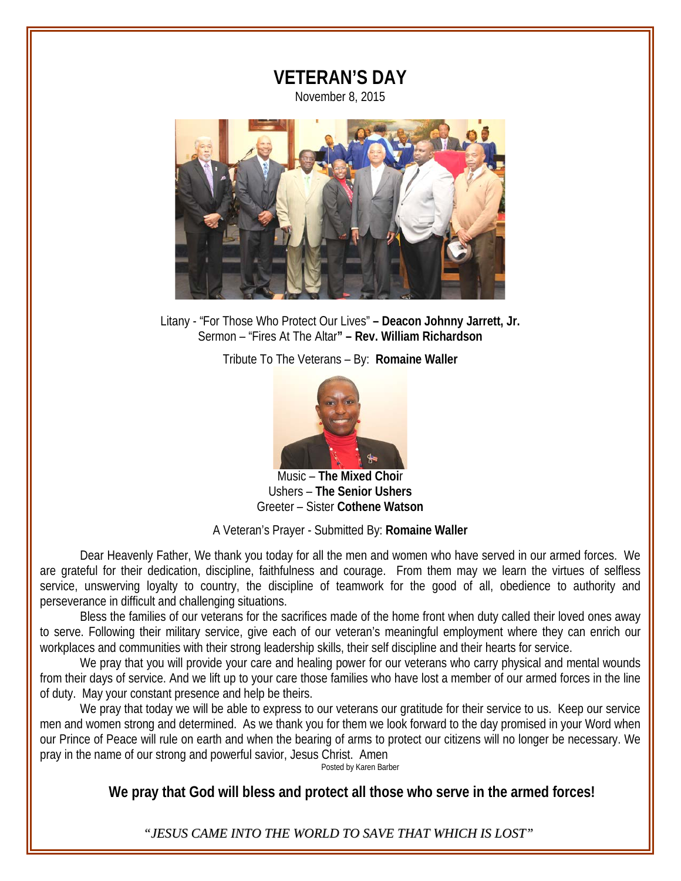# VETERAN'S DAY

November 8, 2015

Litany - "For Those Who Protect Our Lives" **– Deacon Johnny Jarrett, Jr.**
Sermon – "Fires At The Altar**" – Rev. William Richardson**

Tribute To The Veterans – By: **Romaine Waller**

Music – **The Mixed Choi**r
Ushers – **The Senior Ushers**
Greeter – Sister **Cothene Watson**

A Veteran's Prayer - Submitted By: **Romaine Waller**

Dear Heavenly Father, We thank you today for all the men and women who have served in our armed forces. We are grateful for their dedication, discipline, faithfulness and courage. From them may we learn the virtues of selfless service, unswerving loyalty to country, the discipline of teamwork for the good of all, obedience to authority and perseverance in difficult and challenging situations.

Bless the families of our veterans for the sacrifices made of the home front when duty called their loved ones away to serve. Following their military service, give each of our veteran's meaningful employment where they can enrich our workplaces and communities with their strong leadership skills, their self discipline and their hearts for service.

We pray that you will provide your care and healing power for our veterans who carry physical and mental wounds from their days of service. And we lift up to your care those families who have lost a member of our armed forces in the line of duty. May your constant presence and help be theirs.

We pray that today we will be able to express to our veterans our gratitude for their service to us. Keep our service men and women strong and determined. As we thank you for them we look forward to the day promised in your Word when our Prince of Peace will rule on earth and when the bearing of arms to protect our citizens will no longer be necessary. We pray in the name of our strong and powerful savior, Jesus Christ. Amen

Posted by Karen Barber

**We pray that God will bless and protect all those who serve in the armed forces!**

*"JESUS CAME INTO THE WORLD TO SAVE THAT WHICH IS LOST"*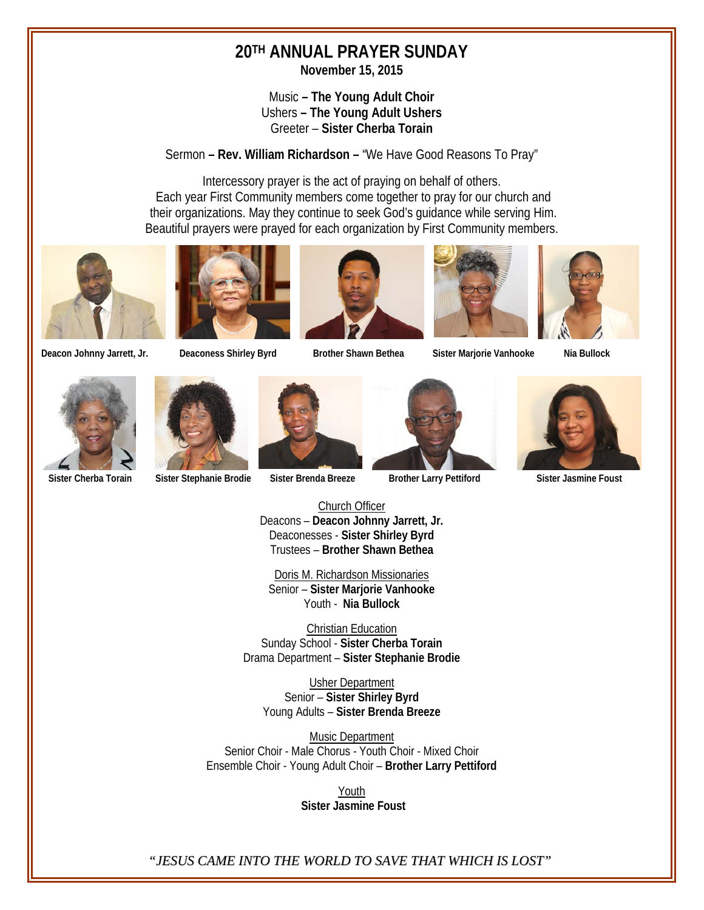# 20TH ANNUAL PRAYER SUNDAY

**November 15, 2015**

Music **– The Young Adult Choir**
Ushers **– The Young Adult Ushers**
Greeter – **Sister Cherba Torain**

Sermon **– Rev. William Richardson –** "We Have Good Reasons To Pray"

Intercessory prayer is the act of praying on behalf of others.
Each year First Community members come together to pray for our church and their organizations. May they continue to seek God's guidance while serving Him. Beautiful prayers were prayed for each organization by First Community members.

**Deacon Johnny Jarrett, Jr.** **Deaconess Shirley Byrd** **Brother Shawn Bethea** **Sister Marjorie Vanhooke** **Nia Bullock**

**Sister Cherba Torain** **Sister Stephanie Brodie** **Sister Brenda Breeze** **Brother Larry Pettiford** **Sister Jasmine Foust**

Church Officer
Deacons – **Deacon Johnny Jarrett, Jr.**
Deaconesses - **Sister Shirley Byrd**
Trustees – **Brother Shawn Bethea**

Doris M. Richardson Missionaries
Senior – **Sister Marjorie Vanhooke**
Youth - **Nia Bullock**

Christian Education
Sunday School - **Sister Cherba Torain**
Drama Department – **Sister Stephanie Brodie**

Usher Department
Senior – **Sister Shirley Byrd**
Young Adults – **Sister Brenda Breeze**

Music Department
Senior Choir - Male Chorus - Youth Choir - Mixed Choir
Ensemble Choir - Young Adult Choir – **Brother Larry Pettiford**

Youth
**Sister Jasmine Foust**

*"JESUS CAME INTO THE WORLD TO SAVE THAT WHICH IS LOST"*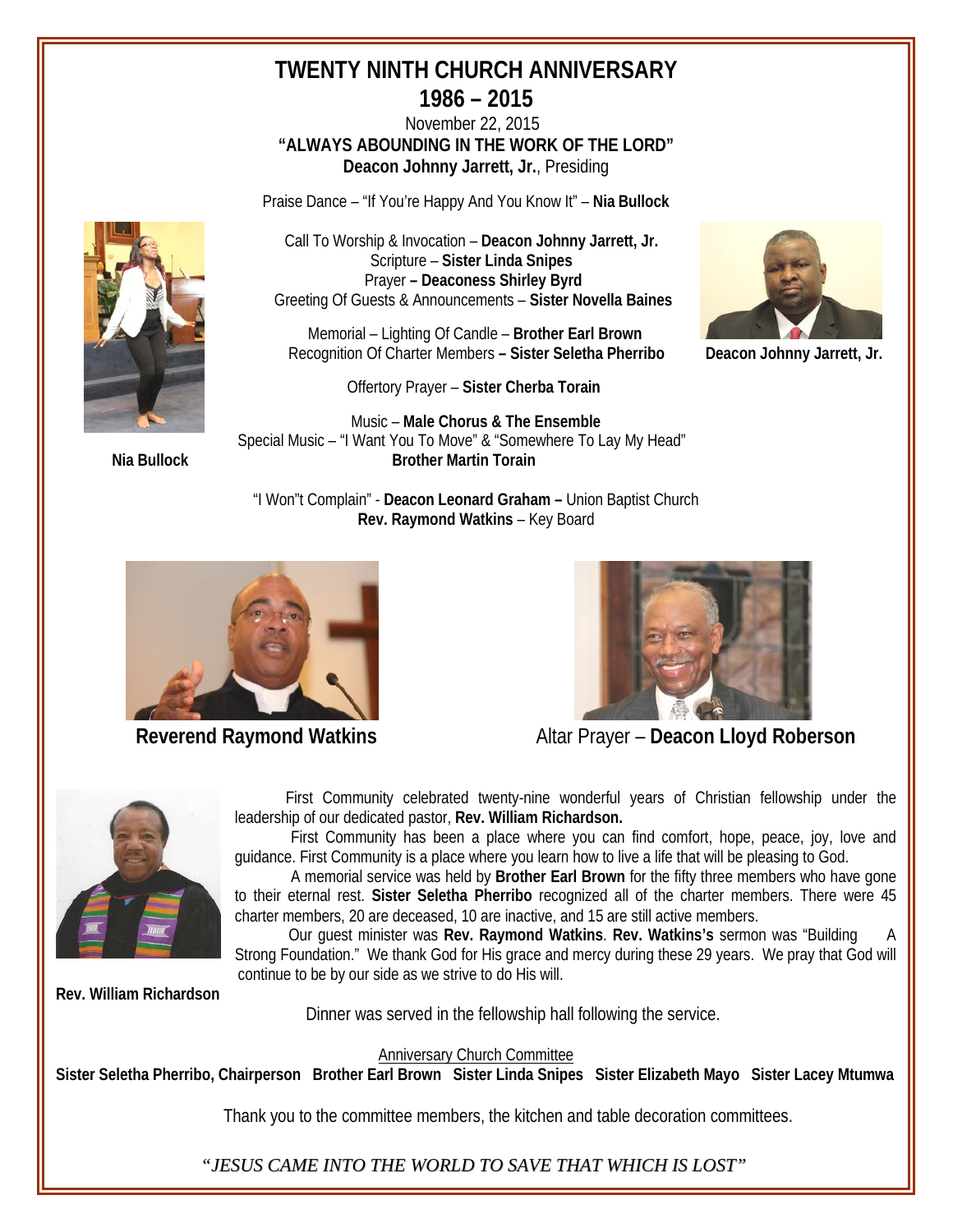# TWENTY NINTH CHURCH ANNIVERSARY
## 1986 – 2015

November 22, 2015

**"ALWAYS ABOUNDING IN THE WORK OF THE LORD"**

**Deacon Johnny Jarrett, Jr.**, Presiding

Praise Dance – "If You're Happy And You Know It" – **Nia Bullock**

Call To Worship & Invocation – **Deacon Johnny Jarrett, Jr.**
Scripture – **Sister Linda Snipes**
Prayer **– Deaconess Shirley Byrd**
Greeting Of Guests & Announcements – **Sister Novella Baines**

Memorial – Lighting Of Candle – **Brother Earl Brown**
Recognition Of Charter Members **– Sister Seletha Pherribo**

Offertory Prayer – **Sister Cherba Torain**

Music – **Male Chorus & The Ensemble**
Special Music – "I Want You To Move" & "Somewhere To Lay My Head"
**Brother Martin Torain**

**Nia Bullock**

**Deacon Johnny Jarrett, Jr.**

"I Won"t Complain" - **Deacon Leonard Graham –** Union Baptist Church
**Rev. Raymond Watkins** – Key Board

**Reverend Raymond Watkins**

Altar Prayer – **Deacon Lloyd Roberson**

First Community celebrated twenty-nine wonderful years of Christian fellowship under the leadership of our dedicated pastor, **Rev. William Richardson.**

First Community has been a place where you can find comfort, hope, peace, joy, love and guidance. First Community is a place where you learn how to live a life that will be pleasing to God.

A memorial service was held by **Brother Earl Brown** for the fifty three members who have gone to their eternal rest. **Sister Seletha Pherribo** recognized all of the charter members. There were 45 charter members, 20 are deceased, 10 are inactive, and 15 are still active members.

Our guest minister was **Rev. Raymond Watkins**. **Rev. Watkins's** sermon was "Building A Strong Foundation." We thank God for His grace and mercy during these 29 years. We pray that God will continue to be by our side as we strive to do His will.

**Rev. William Richardson**

Dinner was served in the fellowship hall following the service.

Anniversary Church Committee

**Sister Seletha Pherribo, Chairperson Brother Earl Brown Sister Linda Snipes Sister Elizabeth Mayo Sister Lacey Mtumwa**

Thank you to the committee members, the kitchen and table decoration committees.

*"JESUS CAME INTO THE WORLD TO SAVE THAT WHICH IS LOST"*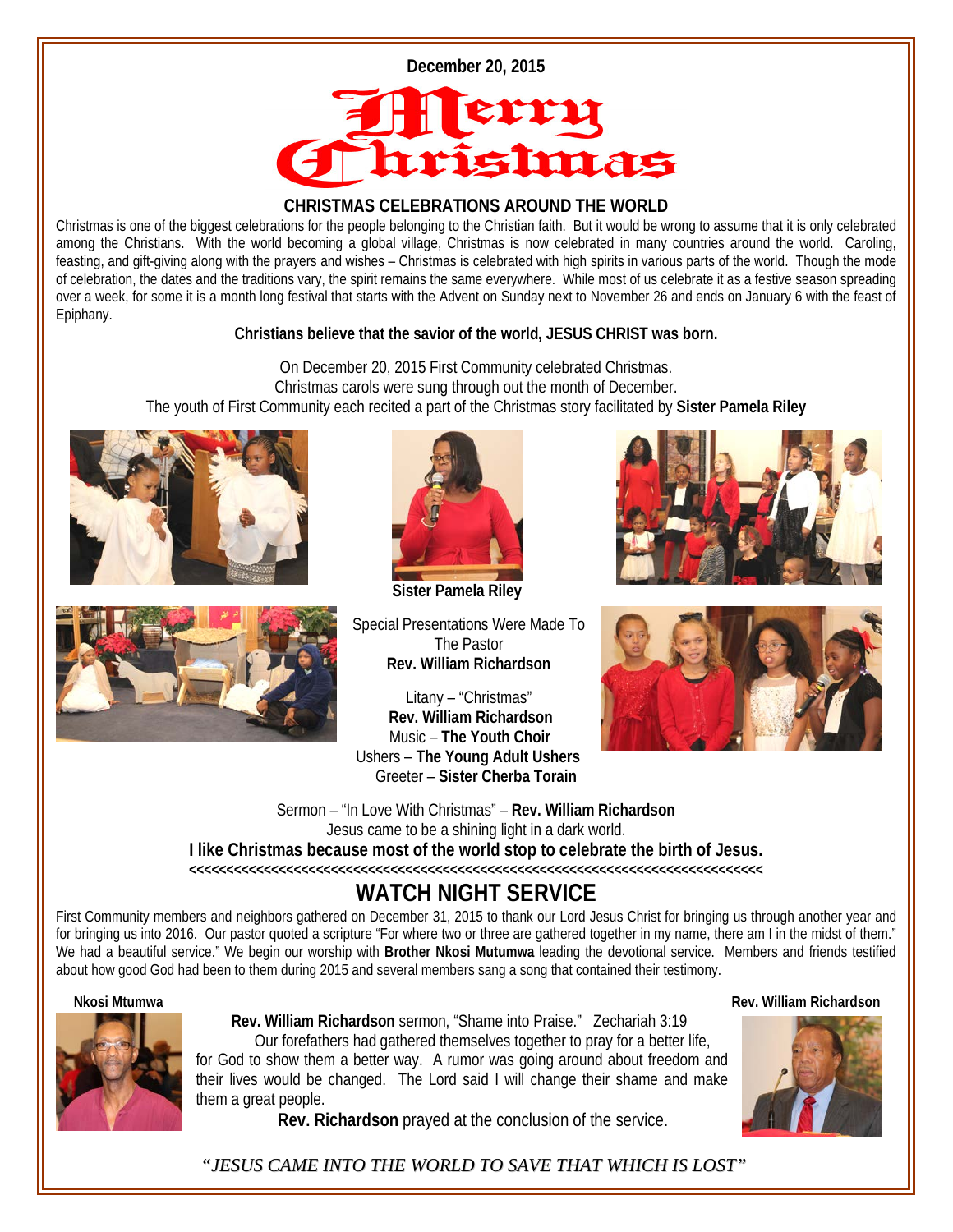December 20, 2015

# Merry Christmas

## CHRISTMAS CELEBRATIONS AROUND THE WORLD

Christmas is one of the biggest celebrations for the people belonging to the Christian faith. But it would be wrong to assume that it is only celebrated among the Christians. With the world becoming a global village, Christmas is now celebrated in many countries around the world. Caroling, feasting, and gift-giving along with the prayers and wishes – Christmas is celebrated with high spirits in various parts of the world. Though the mode of celebration, the dates and the traditions vary, the spirit remains the same everywhere. While most of us celebrate it as a festive season spreading over a week, for some it is a month long festival that starts with the Advent on Sunday next to November 26 and ends on January 6 with the feast of Epiphany.

**Christians believe that the savior of the world, JESUS CHRIST was born.**

On December 20, 2015 First Community celebrated Christmas.
Christmas carols were sung through out the month of December.
The youth of First Community each recited a part of the Christmas story facilitated by **Sister Pamela Riley**

**Sister Pamela Riley**

Special Presentations Were Made To
The Pastor
**Rev. William Richardson**

Litany – "Christmas"
**Rev. William Richardson**
Music – **The Youth Choir**
Ushers – **The Young Adult Ushers**
Greeter – **Sister Cherba Torain**

Sermon – "In Love With Christmas" – **Rev. William Richardson**
Jesus came to be a shining light in a dark world.
**I like Christmas because most of the world stop to celebrate the birth of Jesus.**
**<<<<<<<<<<<<<<<<<<<<<<<<<<<<<<<<<<<<<<<<<<<<<<<<<<<<<<<<<<<<<<<<<<<<<<<<<<<<<<**

## WATCH NIGHT SERVICE

First Community members and neighbors gathered on December 31, 2015 to thank our Lord Jesus Christ for bringing us through another year and for bringing us into 2016. Our pastor quoted a scripture "For where two or three are gathered together in my name, there am I in the midst of them." We had a beautiful service." We begin our worship with **Brother Nkosi Mutumwa** leading the devotional service. Members and friends testified about how good God had been to them during 2015 and several members sang a song that contained their testimony.

**Nkosi Mtumwa**

**Rev. William Richardson**

**Rev. William Richardson** sermon, "Shame into Praise." Zecharian 3:19
Our forefathers had gathered themselves together to pray for a better life, for God to show them a better way. A rumor was going about freedom and their lives would be changed. The Lord said I will change their shame and make them a great people.

**Rev. Richardson** prayed at the conclusion of the service.

*"JESUS CAME INTO THE WORLD TO SAVE THAT WHICH IS LOST"*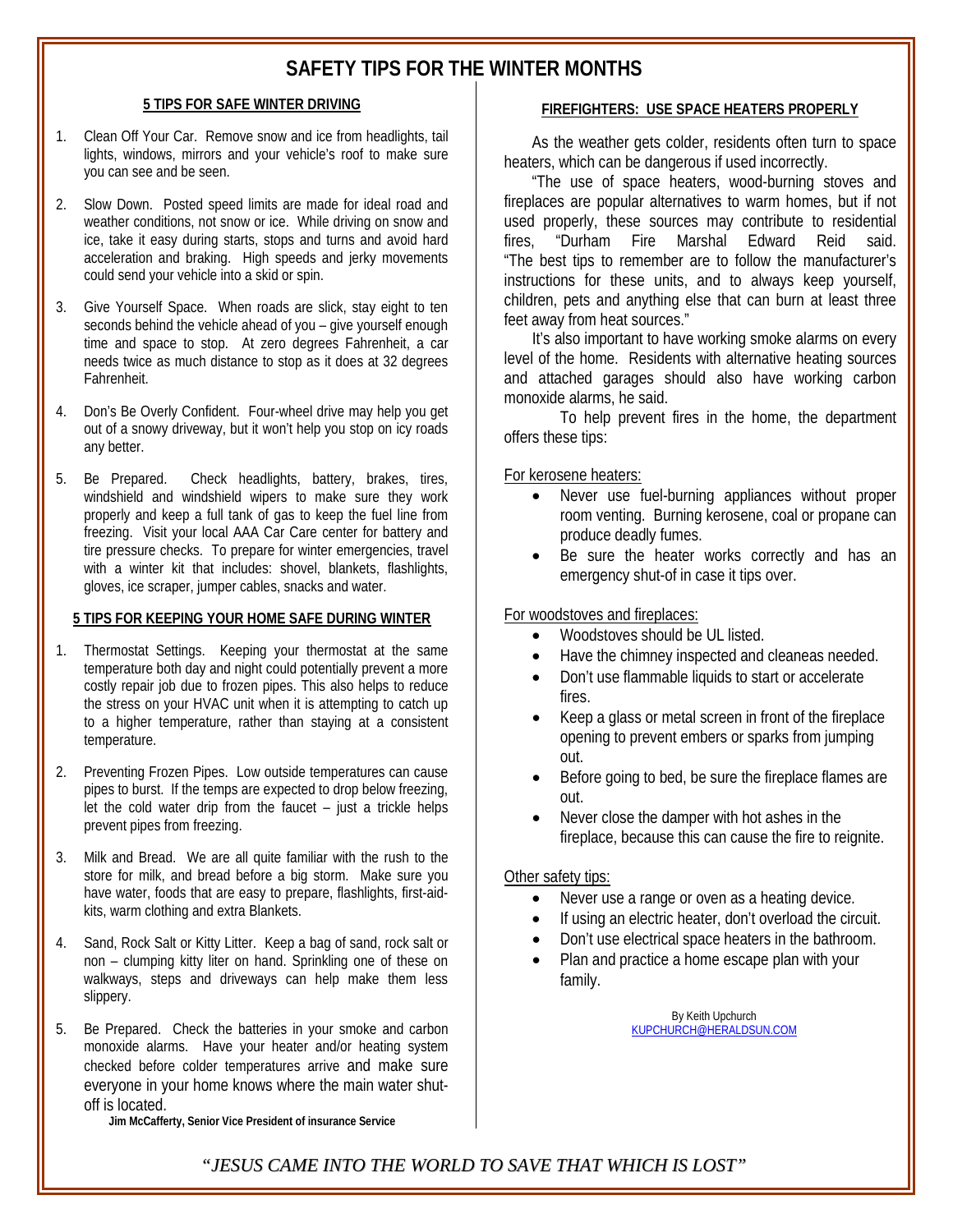# SAFETY TIPS FOR THE WINTER MONTHS

## 5 TIPS FOR SAFE WINTER DRIVING

1. Clean Off Your Car. Remove snow and ice from headlights, tail lights, windows, mirrors and your vehicle's roof to make sure you can see and be seen.

2. Slow Down. Posted speed limits are made for ideal road and weather conditions, not snow or ice. While driving on snow and ice, take it easy during starts, stops and turns and avoid hard acceleration and braking. High speeds and jerky movements could send your vehicle into a skid or spin.

3. Give Yourself Space. When roads are slick, stay eight to ten seconds behind the vehicle ahead of you – give yourself enough time and space to stop. At zero degrees Fahrenheit, a car needs twice as much distance to stop as it does at 32 degrees Fahrenheit.

4. Don's Be Overly Confident. Four-wheel drive may help you get out of a snowy driveway, but it won't help you stop on icy roads any better.

5. Be Prepared. Check headlights, battery, brakes, tires, windshield and windshield wipers to make sure they work properly and keep a full tank of gas to keep the fuel line from freezing. Visit your local AAA Car Care center for battery and tire pressure checks. To prepare for winter emergencies, travel with a winter kit that includes: shovel, blankets, flashlights, gloves, ice scraper, jumper cables, snacks and water.

## 5 TIPS FOR KEEPING YOUR HOME SAFE DURING WINTER

1. Thermostat Settings. Keeping your thermostat at the same temperature both day and night could potentially prevent a more costly repair job due to frozen pipes. This also helps to reduce the stress on your HVAC unit when it is attempting to catch up to a higher temperature, rather than staying at a consistent temperature.

2. Preventing Frozen Pipes. Low outside temperatures can cause pipes to burst. If the temps are expected to drop below freezing, let the cold water drip from the faucet – just a trickle helps prevent pipes from freezing.

3. Milk and Bread. We are all quite familiar with the rush to the store for milk, and bread before a big storm. Make sure you have water, foods that are easy to prepare, flashlights, first-aid-kits, warm clothing and extra Blankets.

4. Sand, Rock Salt or Kitty Litter. Keep a bag of sand, rock salt or non – clumping kitty liter on hand. Sprinkling one of these on walkways, steps and driveways can help make them less slippery.

5. Be Prepared. Check the batteries in your smoke and carbon monoxide alarms. Have your heater and/or heating system checked before colder temperatures arrive and make sure everyone in your home knows where the main water shut-off is located.

**Jim McCafferty, Senior Vice President of insurance Service**

## FIREFIGHTERS: USE SPACE HEATERS PROPERLY

As the weather gets colder, residents often turn to space heaters, which can be dangerous if used incorrectly.

"The use of space heaters, wood-burning stoves and fireplaces are popular alternatives to warm homes, but if not used properly, these sources may contribute to residential fires, "Durham Fire Marshal Edward Reid said. "The best tips to remember are to follow the manufacturer's instructions for these units, and to always keep yourself, children, pets and anything else that can burn at least three feet away from heat sources."

It's also important to have working smoke alarms on every level of the home. Residents with alternative heating sources and attached garages should also have working carbon monoxide alarms, he said.

To help prevent fires in the home, the department offers these tips:

For kerosene heaters:

- Never use fuel-burning appliances without proper room venting. Burning kerosene, coal or propane can produce deadly fumes.
- Be sure the heater works correctly and has an emergency shut-of in case it tips over.

For woodstoves and fireplaces:

- Woodstoves should be UL listed.
- Have the chimney inspected and cleaneas needed.
- Don't use flammable liquids to start or accelerate fires.
- Keep a glass or metal screen in front of the fireplace opening to prevent embers or sparks from jumping out.
- Before going to bed, be sure the fireplace flames are out.
- Never close the damper with hot ashes in the fireplace, because this can cause the fire to reignite.

Other safety tips:

- Never use a range or oven as a heating device.
- If using an electric heater, don't overload the circuit.
- Don't use electrical space heaters in the bathroom.
- Plan and practice a home escape plan with your family.

By Keith Upchurch
KUPCHURCH@HERALDSUN.COM

*"JESUS CAME INTO THE WORLD TO SAVE THAT WHICH IS LOST"*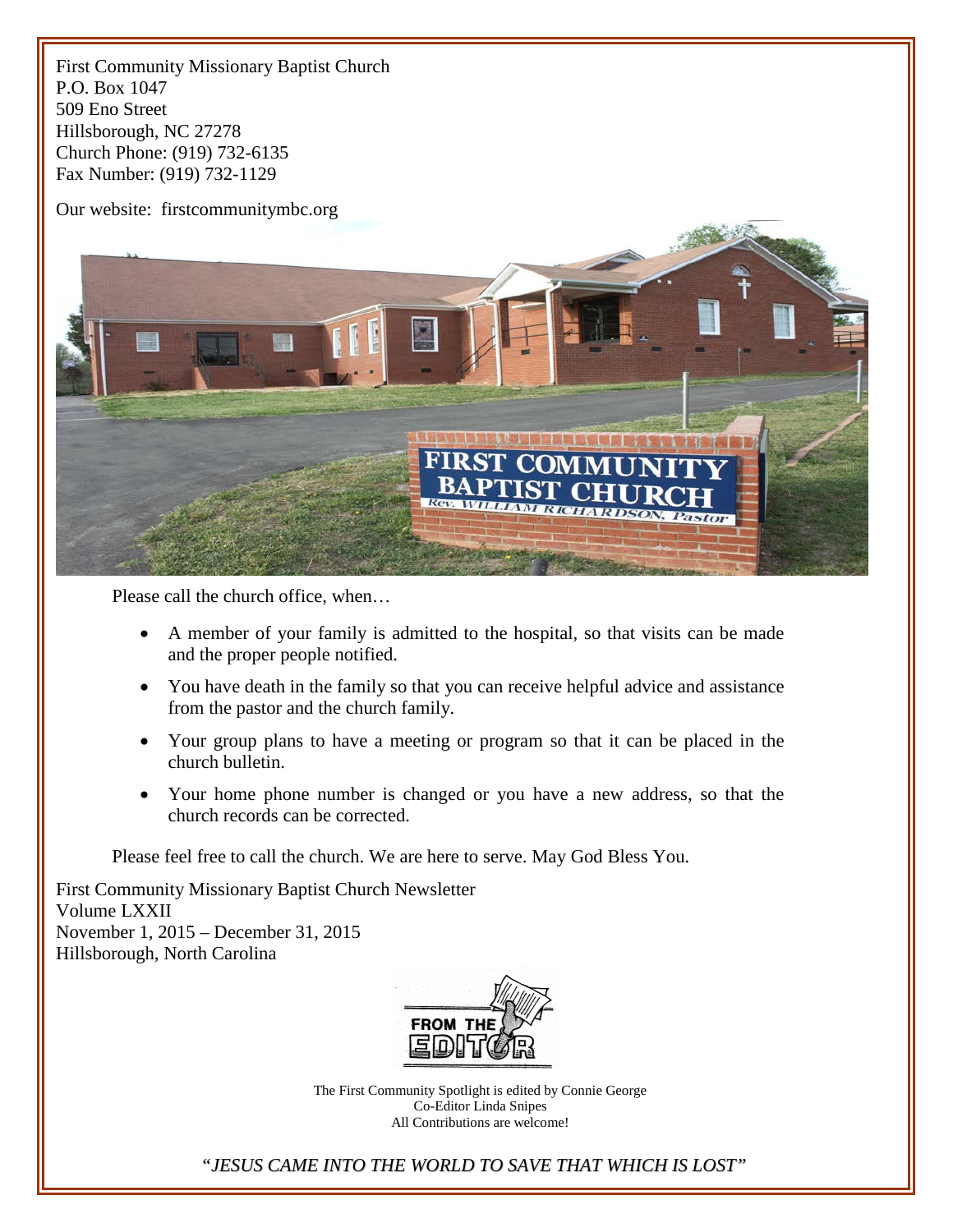First Community Missionary Baptist Church
P.O. Box 1047
509 Eno Street
Hillsborough, NC 27278
Church Phone: (919) 732-6135
Fax Number: (919) 732-1129

Our website: firstcommunitymbc.org

Please call the church office, when…

- A member of your family is admitted to the hospital, so that visits can be made and the proper people notified.
- You have death in the family so that you can receive helpful advice and assistance from the pastor and the church family.
- Your group plans to have a meeting or program so that it can be placed in the church bulletin.
- Your home phone number is changed or you have a new address, so that the church records can be corrected.

Please feel free to call the church. We are here to serve. May God Bless You.

First Community Missionary Baptist Church Newsletter
Volume LXXII
November 1, 2015 – December 31, 2015
Hillsborough, North Carolina

FROM THE EDITOR

The First Community Spotlight is edited by Connie George
Co-Editor Linda Snipes
All Contributions are welcome!

*"JESUS CAME INTO THE WORLD TO SAVE THAT WHICH IS LOST"*